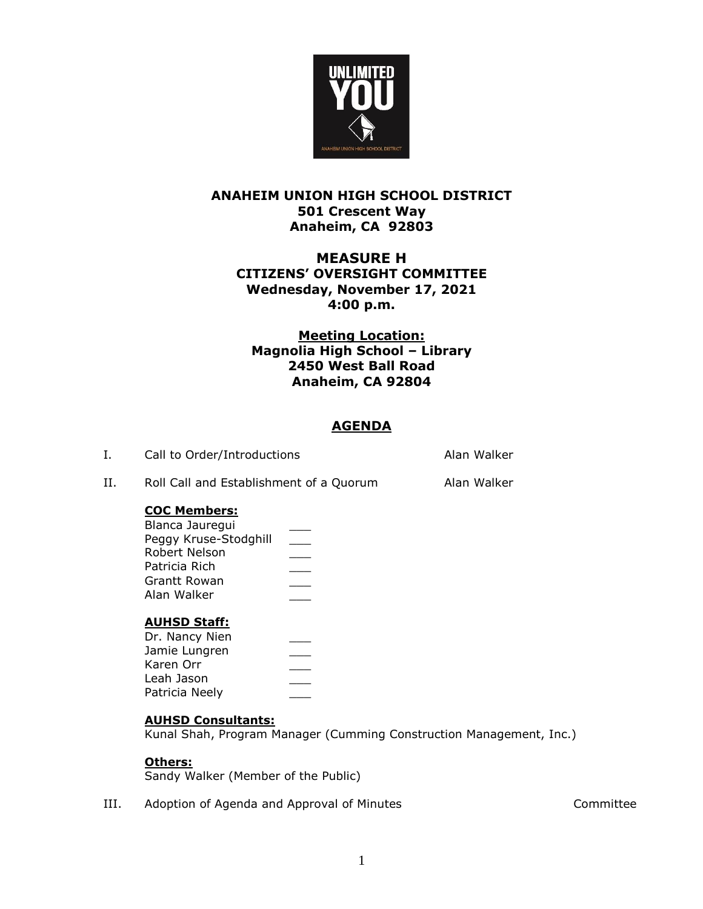# ANAHEIM UNION HIGH SCHOOL DISTRICT

**501 Crescent Way**
**Anaheim, CA 92803**

## MEASURE H

**CITIZENS' OVERSIGHT COMMITTEE**
**Wednesday, November 17, 2021**
**4:00 p.m.**

**Meeting Location:**
**Magnolia High School – Library**
**2450 West Ball Road**
**Anaheim, CA 92804**

## AGENDA

I. Call to Order/Introductions — Alan Walker

II. Roll Call and Establishment of a Quorum — Alan Walker

**COC Members:**

Blanca Jauregui \_\_\_
Peggy Kruse-Stodghill \_\_\_
Robert Nelson \_\_\_
Patricia Rich \_\_\_
Grantt Rowan \_\_\_
Alan Walker \_\_\_

**AUHSD Staff:**

Dr. Nancy Nien \_\_\_
Jamie Lungren \_\_\_
Karen Orr \_\_\_
Leah Jason \_\_\_
Patricia Neely \_\_\_

**AUHSD Consultants:**

Kunal Shah, Program Manager (Cumming Construction Management, Inc.)

**Others:**

Sandy Walker (Member of the Public)

III. Adoption of Agenda and Approval of Minutes — Committee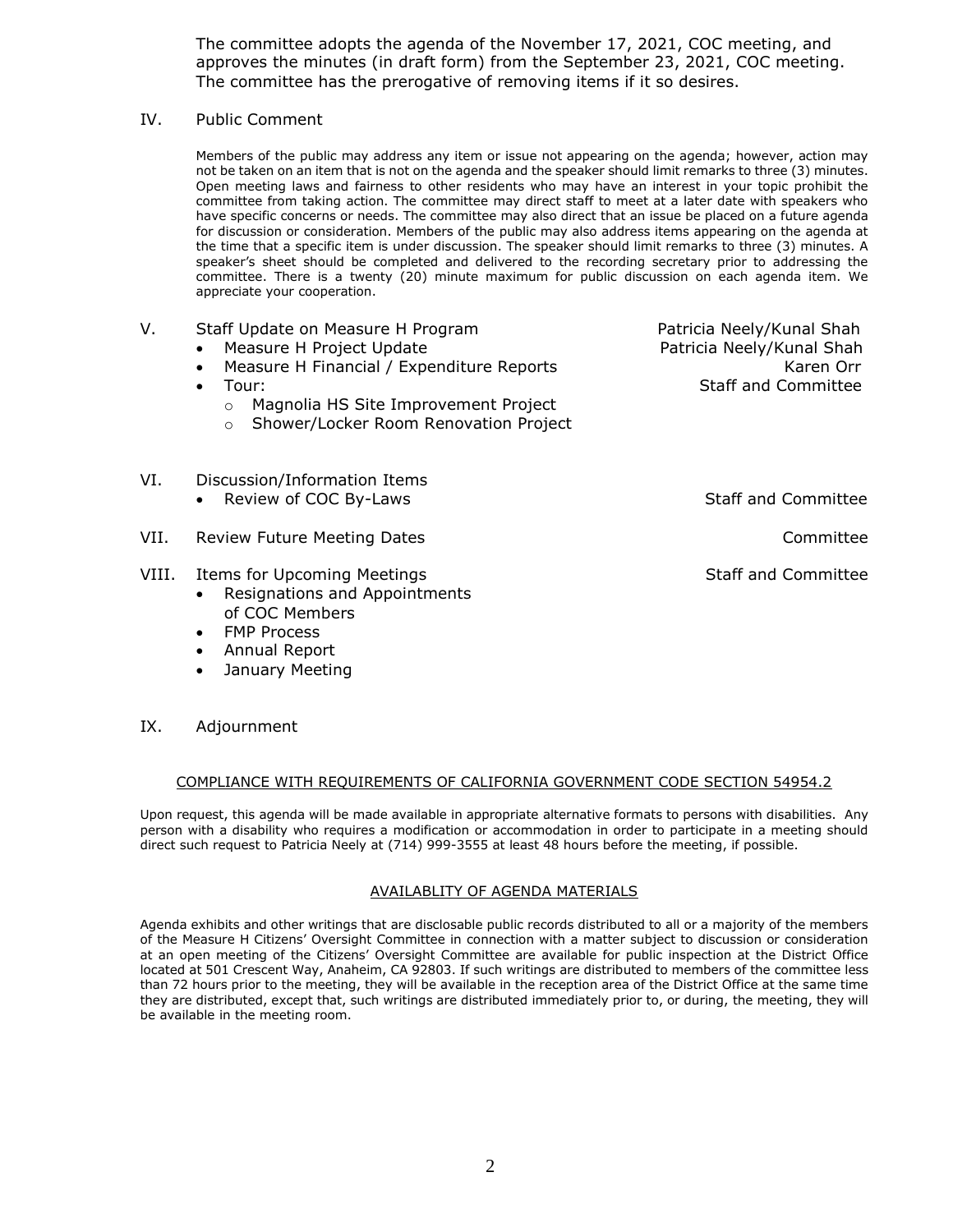The committee adopts the agenda of the November 17, 2021, COC meeting, and approves the minutes (in draft form) from the September 23, 2021, COC meeting. The committee has the prerogative of removing items if it so desires.

IV. Public Comment

Members of the public may address any item or issue not appearing on the agenda; however, action may not be taken on an item that is not on the agenda and the speaker should limit remarks to three (3) minutes. Open meeting laws and fairness to other residents who may have an interest in your topic prohibit the committee from taking action. The committee may direct staff to meet at a later date with speakers who have specific concerns or needs. The committee may also direct that an issue be placed on a future agenda for discussion or consideration. Members of the public may also address items appearing on the agenda at the time that a specific item is under discussion. The speaker should limit remarks to three (3) minutes. A speaker's sheet should be completed and delivered to the recording secretary prior to addressing the committee. There is a twenty (20) minute maximum for public discussion on each agenda item. We appreciate your cooperation.

V. Staff Update on Measure H Program — Patricia Neely/Kunal Shah
- Measure H Project Update — Patricia Neely/Kunal Shah
- Measure H Financial / Expenditure Reports — Karen Orr
- Tour: — Staff and Committee
  - Magnolia HS Site Improvement Project
  - Shower/Locker Room Renovation Project

VI. Discussion/Information Items
- Review of COC By-Laws — Staff and Committee

VII. Review Future Meeting Dates — Committee

VIII. Items for Upcoming Meetings — Staff and Committee
- Resignations and Appointments of COC Members
- FMP Process
- Annual Report
- January Meeting

IX. Adjournment

COMPLIANCE WITH REQUIREMENTS OF CALIFORNIA GOVERNMENT CODE SECTION 54954.2

Upon request, this agenda will be made available in appropriate alternative formats to persons with disabilities. Any person with a disability who requires a modification or accommodation in order to participate in a meeting should direct such request to Patricia Neely at (714) 999-3555 at least 48 hours before the meeting, if possible.

AVAILABLITY OF AGENDA MATERIALS

Agenda exhibits and other writings that are disclosable public records distributed to all or a majority of the members of the Measure H Citizens' Oversight Committee in connection with a matter subject to discussion or consideration at an open meeting of the Citizens' Oversight Committee are available for public inspection at the District Office located at 501 Crescent Way, Anaheim, CA 92803. If such writings are distributed to members of the committee less than 72 hours prior to the meeting, they will be available in the reception area of the District Office at the same time they are distributed, except that, such writings are distributed immediately prior to, or during, the meeting, they will be available in the meeting room.